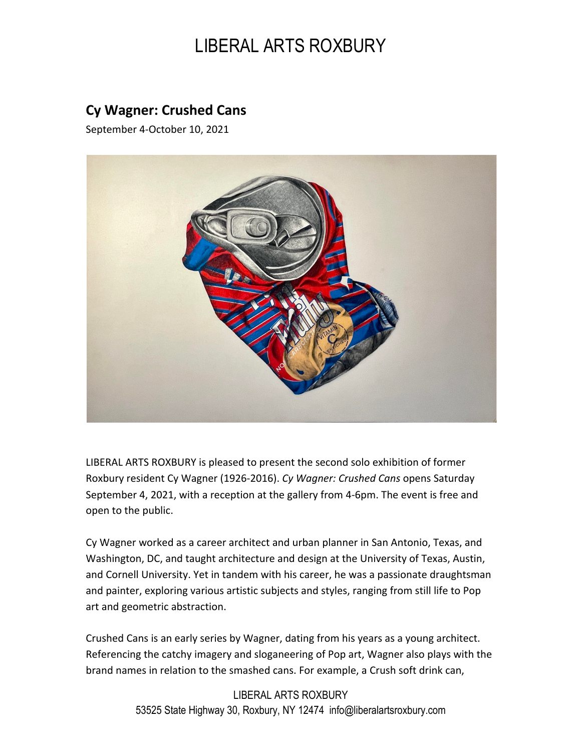# LIBERAL ARTS ROXBURY

## Cy Wagner: Crushed Cans

September 4-October 10, 2021

LIBERAL ARTS ROXBURY is pleased to present the second solo exhibition of former Roxbury resident Cy Wagner (1926-2016). *Cy Wagner: Crushed Cans* opens Saturday September 4, 2021, with a reception at the gallery from 4-6pm. The event is free and open to the public.

Cy Wagner worked as a career architect and urban planner in San Antonio, Texas, and Washington, DC, and taught architecture and design at the University of Texas, Austin, and Cornell University. Yet in tandem with his career, he was a passionate draughtsman and painter, exploring various artistic subjects and styles, ranging from still life to Pop art and geometric abstraction.

Crushed Cans is an early series by Wagner, dating from his years as a young architect. Referencing the catchy imagery and sloganeering of Pop art, Wagner also plays with the brand names in relation to the smashed cans. For example, a Crush soft drink can,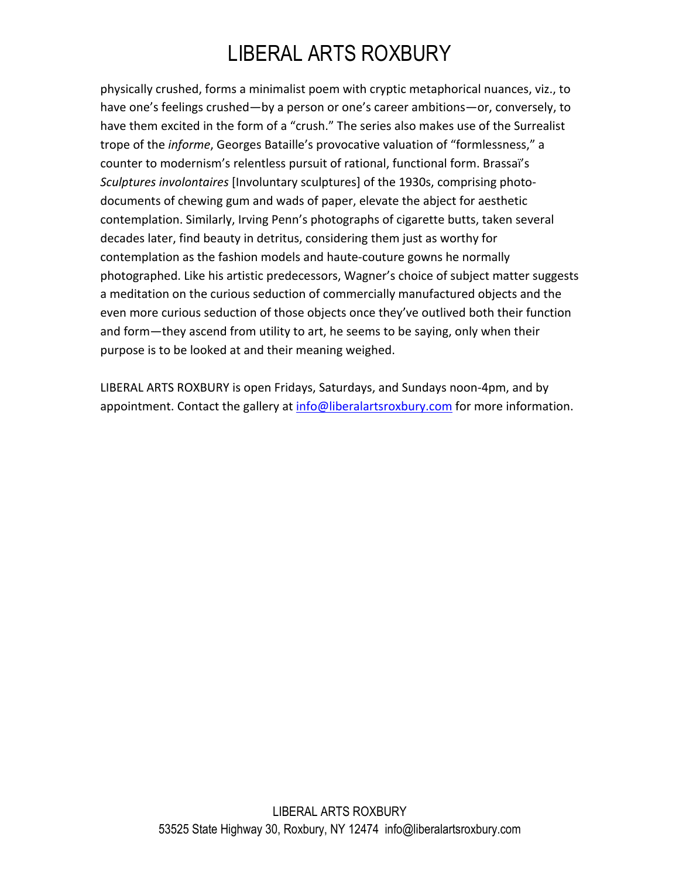physically crushed, forms a minimalist poem with cryptic metaphorical nuances, viz., to have one's feelings crushed—by a person or one's career ambitions—or, conversely, to have them excited in the form of a "crush." The series also makes use of the Surrealist trope of the *informe*, Georges Bataille's provocative valuation of "formlessness," a counter to modernism's relentless pursuit of rational, functional form. Brassaï's *Sculptures involontaires* [Involuntary sculptures] of the 1930s, comprising photo-documents of chewing gum and wads of paper, elevate the abject for aesthetic contemplation. Similarly, Irving Penn's photographs of cigarette butts, taken several decades later, find beauty in detritus, considering them just as worthy for contemplation as the fashion models and haute-couture gowns he normally photographed. Like his artistic predecessors, Wagner's choice of subject matter suggests a meditation on the curious seduction of commercially manufactured objects and the even more curious seduction of those objects once they've outlived both their function and form—they ascend from utility to art, he seems to be saying, only when their purpose is to be looked at and their meaning weighed.

LIBERAL ARTS ROXBURY is open Fridays, Saturdays, and Sundays noon-4pm, and by appointment. Contact the gallery at info@liberalartsroxbury.com for more information.